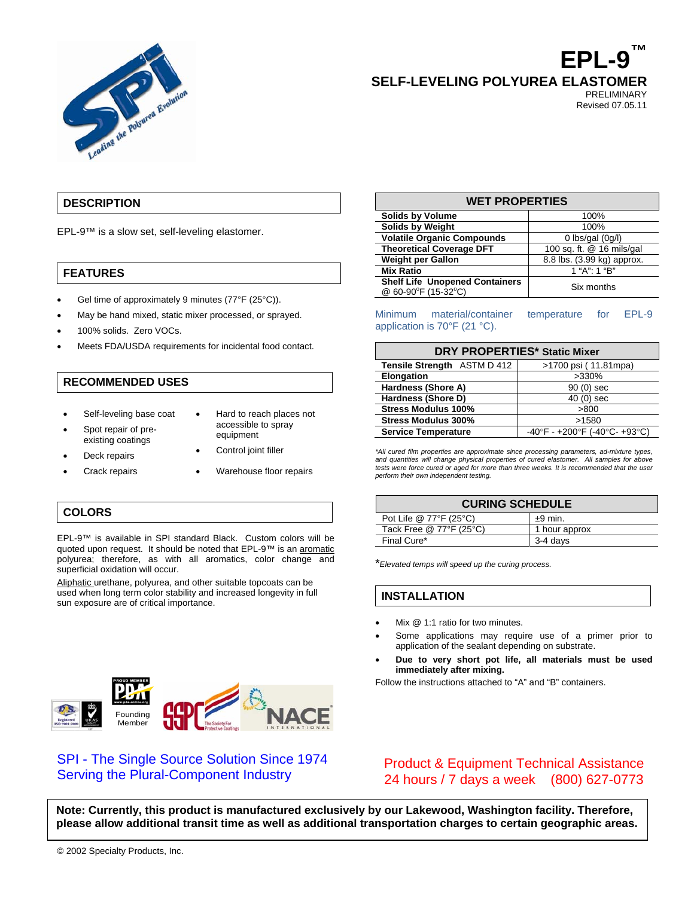# EPL-9™

## SELF-LEVELING POLYUREA ELASTOMER

PRELIMINARY
Revised 07.05.11

## DESCRIPTION

EPL-9™ is a slow set, self-leveling elastomer.

## FEATURES

- Gel time of approximately 9 minutes (77°F (25°C)).
- May be hand mixed, static mixer processed, or sprayed.
- 100% solids. Zero VOCs.
- Meets FDA/USDA requirements for incidental food contact.

## RECOMMENDED USES

- Self-leveling base coat
- Spot repair of pre-existing coatings
- Deck repairs
- Crack repairs
- Hard to reach places not accessible to spray equipment
- Control joint filler
- Warehouse floor repairs

## COLORS

EPL-9™ is available in SPI standard Black. Custom colors will be quoted upon request. It should be noted that EPL-9™ is an aromatic polyurea; therefore, as with all aromatics, color change and superficial oxidation will occur.

Aliphatic urethane, polyurea, and other suitable topcoats can be used when long term color stability and increased longevity in full sun exposure are of critical importance.

| WET PROPERTIES | |
|---|---|
| **Solids by Volume** | 100% |
| **Solids by Weight** | 100% |
| **Volatile Organic Compounds** | 0 lbs/gal (0g/l) |
| **Theoretical Coverage DFT** | 100 sq. ft. @ 16 mils/gal |
| **Weight per Gallon** | 8.8 lbs. (3.99 kg) approx. |
| **Mix Ratio** | 1 "A": 1 "B" |
| **Shelf Life Unopened Containers** @ 60-90°F (15-32°C) | Six months |

Minimum material/container temperature for EPL-9 application is 70°F (21 °C).

| DRY PROPERTIES* Static Mixer | |
|---|---|
| **Tensile Strength** ASTM D 412 | >1700 psi ( 11.81mpa) |
| **Elongation** | >330% |
| **Hardness (Shore A)** | 90 (0) sec |
| **Hardness (Shore D)** | 40 (0) sec |
| **Stress Modulus 100%** | >800 |
| **Stress Modulus 300%** | >1580 |
| **Service Temperature** | -40°F - +200°F (-40°C- +93°C) |

*\*All cured film properties are approximate since processing parameters, ad-mixture types, and quantities will change physical properties of cured elastomer. All samples for above tests were force cured or aged for more than three weeks. It is recommended that the user perform their own independent testing.*

| CURING SCHEDULE | |
|---|---|
| Pot Life @ 77°F (25°C) | ±9 min. |
| Tack Free @ 77°F (25°C) | 1 hour approx |
| Final Cure* | 3-4 days |

*\*Elevated temps will speed up the curing process.*

## INSTALLATION

- Mix @ 1:1 ratio for two minutes.
- Some applications may require use of a primer prior to application of the sealant depending on substrate.
- **Due to very short pot life, all materials must be used immediately after mixing.**

Follow the instructions attached to "A" and "B" containers.

Founding Member

SPI - The Single Source Solution Since 1974
Serving the Plural-Component Industry

Product & Equipment Technical Assistance
24 hours / 7 days a week (800) 627-0773

**Note: Currently, this product is manufactured exclusively by our Lakewood, Washington facility. Therefore, please allow additional transit time as well as additional transportation charges to certain geographic areas.**

© 2002 Specialty Products, Inc.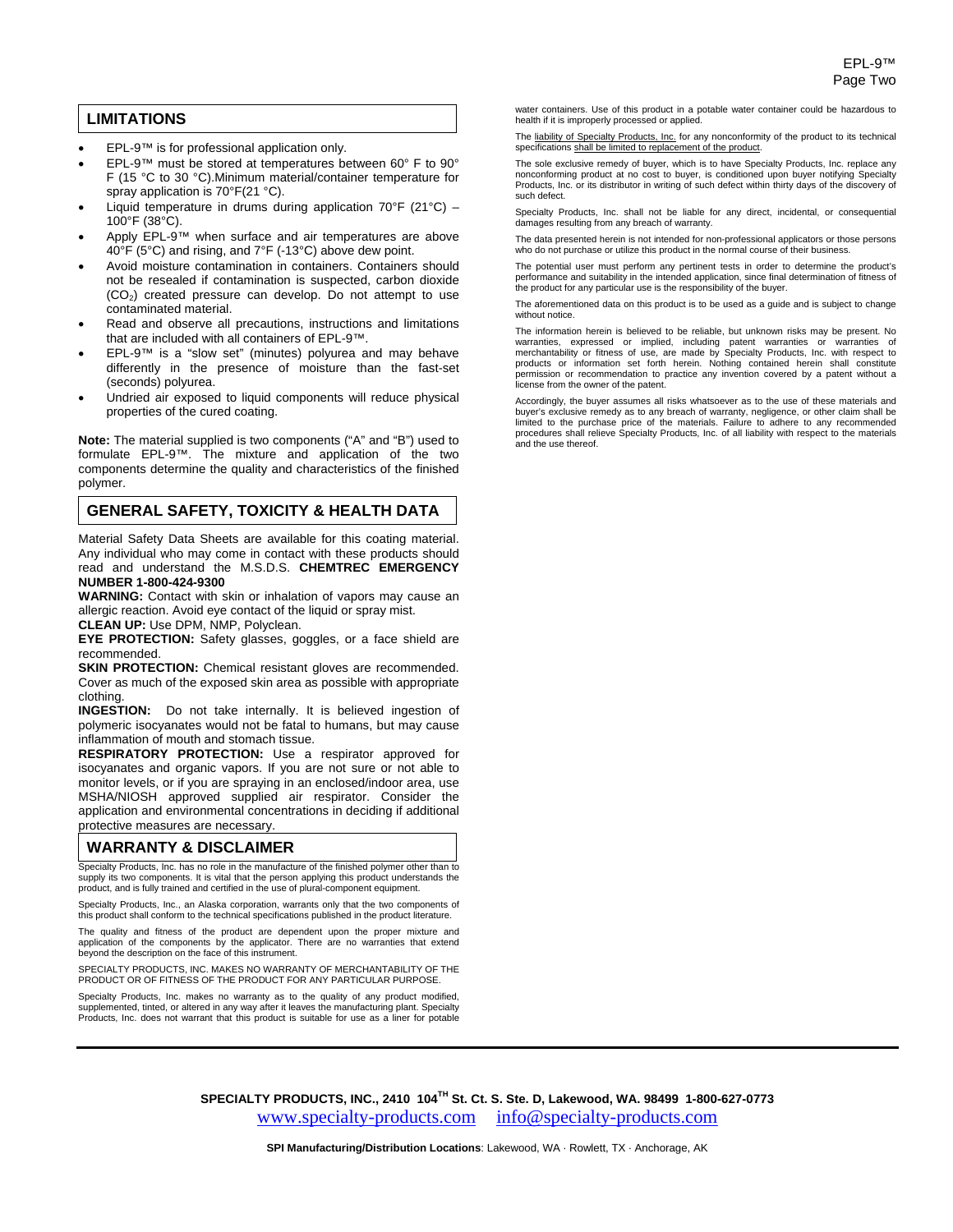## LIMITATIONS

- EPL-9™ is for professional application only.
- EPL-9™ must be stored at temperatures between 60° F to 90° F (15 °C to 30 °C).Minimum material/container temperature for spray application is 70°F(21 °C).
- Liquid temperature in drums during application 70°F (21°C) – 100°F (38°C).
- Apply EPL-9™ when surface and air temperatures are above 40°F (5°C) and rising, and 7°F (-13°C) above dew point.
- Avoid moisture contamination in containers. Containers should not be resealed if contamination is suspected, carbon dioxide ($CO_2$) created pressure can develop. Do not attempt to use contaminated material.
- Read and observe all precautions, instructions and limitations that are included with all containers of EPL-9™.
- EPL-9™ is a "slow set" (minutes) polyurea and may behave differently in the presence of moisture than the fast-set (seconds) polyurea.
- Undried air exposed to liquid components will reduce physical properties of the cured coating.

**Note:** The material supplied is two components ("A" and "B") used to formulate EPL-9™. The mixture and application of the two components determine the quality and characteristics of the finished polymer.

## GENERAL SAFETY, TOXICITY & HEALTH DATA

Material Safety Data Sheets are available for this coating material. Any individual who may come in contact with these products should read and understand the M.S.D.S. **CHEMTREC EMERGENCY NUMBER 1-800-424-9300**

**WARNING:** Contact with skin or inhalation of vapors may cause an allergic reaction. Avoid eye contact of the liquid or spray mist.

**CLEAN UP:** Use DPM, NMP, Polyclean.

**EYE PROTECTION:** Safety glasses, goggles, or a face shield are recommended.

**SKIN PROTECTION:** Chemical resistant gloves are recommended. Cover as much of the exposed skin area as possible with appropriate clothing.

**INGESTION:** Do not take internally. It is believed ingestion of polymeric isocyanates would not be fatal to humans, but may cause inflammation of mouth and stomach tissue.

**RESPIRATORY PROTECTION:** Use a respirator approved for isocyanates and organic vapors. If you are not sure or not able to monitor levels, or if you are spraying in an enclosed/indoor area, use MSHA/NIOSH approved supplied air respirator. Consider the application and environmental concentrations in deciding if additional protective measures are necessary.

## WARRANTY & DISCLAIMER

Specialty Products, Inc. has no role in the manufacture of the finished polymer other than to supply its two components. It is vital that the person applying this product understands the product, and is fully trained and certified in the use of plural-component equipment.

Specialty Products, Inc., an Alaska corporation, warrants only that the two components of this product shall conform to the technical specifications published in the product literature.

The quality and fitness of the product are dependent upon the proper mixture and application of the components by the applicator. There are no warranties that extend beyond the description on the face of this instrument.

SPECIALTY PRODUCTS, INC. MAKES NO WARRANTY OF MERCHANTABILITY OF THE PRODUCT OR OF FITNESS OF THE PRODUCT FOR ANY PARTICULAR PURPOSE.

Specialty Products, Inc. makes no warranty as to the quality of any product modified, supplemented, tinted, or altered in any way after it leaves the manufacturing plant. Specialty Products, Inc. does not warrant that this product is suitable for use as a liner for potable water containers. Use of this product in a potable water container could be hazardous to health if it is improperly processed or applied.

The liability of Specialty Products, Inc. for any nonconformity of the product to its technical specifications shall be limited to replacement of the product.

The sole exclusive remedy of buyer, which is to have Specialty Products, Inc. replace any nonconforming product at no cost to buyer, is conditioned upon buyer notifying Specialty Products, Inc. or its distributor in writing of such defect within thirty days of the discovery of such defect.

Specialty Products, Inc. shall not be liable for any direct, incidental, or consequential damages resulting from any breach of warranty.

The data presented herein is not intended for non-professional applicators or those persons who do not purchase or utilize this product in the normal course of their business.

The potential user must perform any pertinent tests in order to determine the product's performance and suitability in the intended application, since final determination of fitness of the product for any particular use is the responsibility of the buyer.

The aforementioned data on this product is to be used as a guide and is subject to change without notice.

The information herein is believed to be reliable, but unknown risks may be present. No warranties, expressed or implied, including patent warranties or warranties of merchantability or fitness of use, are made by Specialty Products, Inc. with respect to products or information set forth herein. Nothing contained herein shall constitute permission or recommendation to practice any invention covered by a patent without a license from the owner of the patent.

Accordingly, the buyer assumes all risks whatsoever as to the use of these materials and buyer's exclusive remedy as to any breach of warranty, negligence, or other claim shall be limited to the purchase price of the materials. Failure to adhere to any recommended procedures shall relieve Specialty Products, Inc. of all liability with respect to the materials and the use thereof.

**SPECIALTY PRODUCTS, INC., 2410 104TH St. Ct. S. Ste. D, Lakewood, WA. 98499 1-800-627-0773**

www.specialty-products.com info@specialty-products.com

**SPI Manufacturing/Distribution Locations**: Lakewood, WA · Rowlett, TX · Anchorage, AK